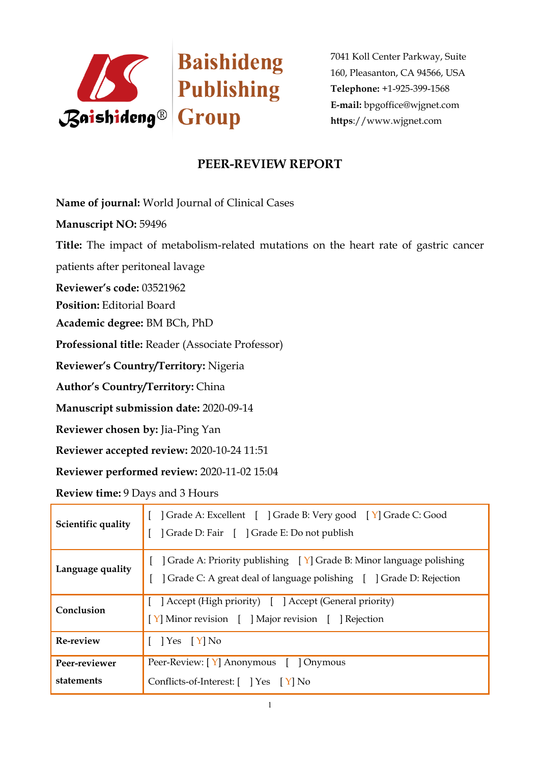Baishideng Publishing Group

7041 Koll Center Parkway, Suite 160, Pleasanton, CA 94566, USA
**Telephone:** +1-925-399-1568
**E-mail:** bpgoffice@wjgnet.com
**https**://www.wjgnet.com

# PEER-REVIEW REPORT

**Name of journal:** World Journal of Clinical Cases

**Manuscript NO:** 59496

**Title:** The impact of metabolism-related mutations on the heart rate of gastric cancer patients after peritoneal lavage

**Reviewer's code:** 03521962

**Position:** Editorial Board

**Academic degree:** BM BCh, PhD

**Professional title:** Reader (Associate Professor)

**Reviewer's Country/Territory:** Nigeria

**Author's Country/Territory:** China

**Manuscript submission date:** 2020-09-14

**Reviewer chosen by:** Jia-Ping Yan

**Reviewer accepted review:** 2020-10-24 11:51

**Reviewer performed review:** 2020-11-02 15:04

**Review time:** 9 Days and 3 Hours

| | |
|---|---|
| **Scientific quality** | [ ] Grade A: Excellent [ ] Grade B: Very good [Y] Grade C: Good<br>[ ] Grade D: Fair [ ] Grade E: Do not publish |
| **Language quality** | [ ] Grade A: Priority publishing [Y] Grade B: Minor language polishing<br>[ ] Grade C: A great deal of language polishing [ ] Grade D: Rejection |
| **Conclusion** | [ ] Accept (High priority) [ ] Accept (General priority)<br>[Y] Minor revision [ ] Major revision [ ] Rejection |
| **Re-review** | [ ] Yes [Y] No |
| **Peer-reviewer statements** | Peer-Review: [Y] Anonymous [ ] Onymous<br>Conflicts-of-Interest: [ ] Yes [Y] No |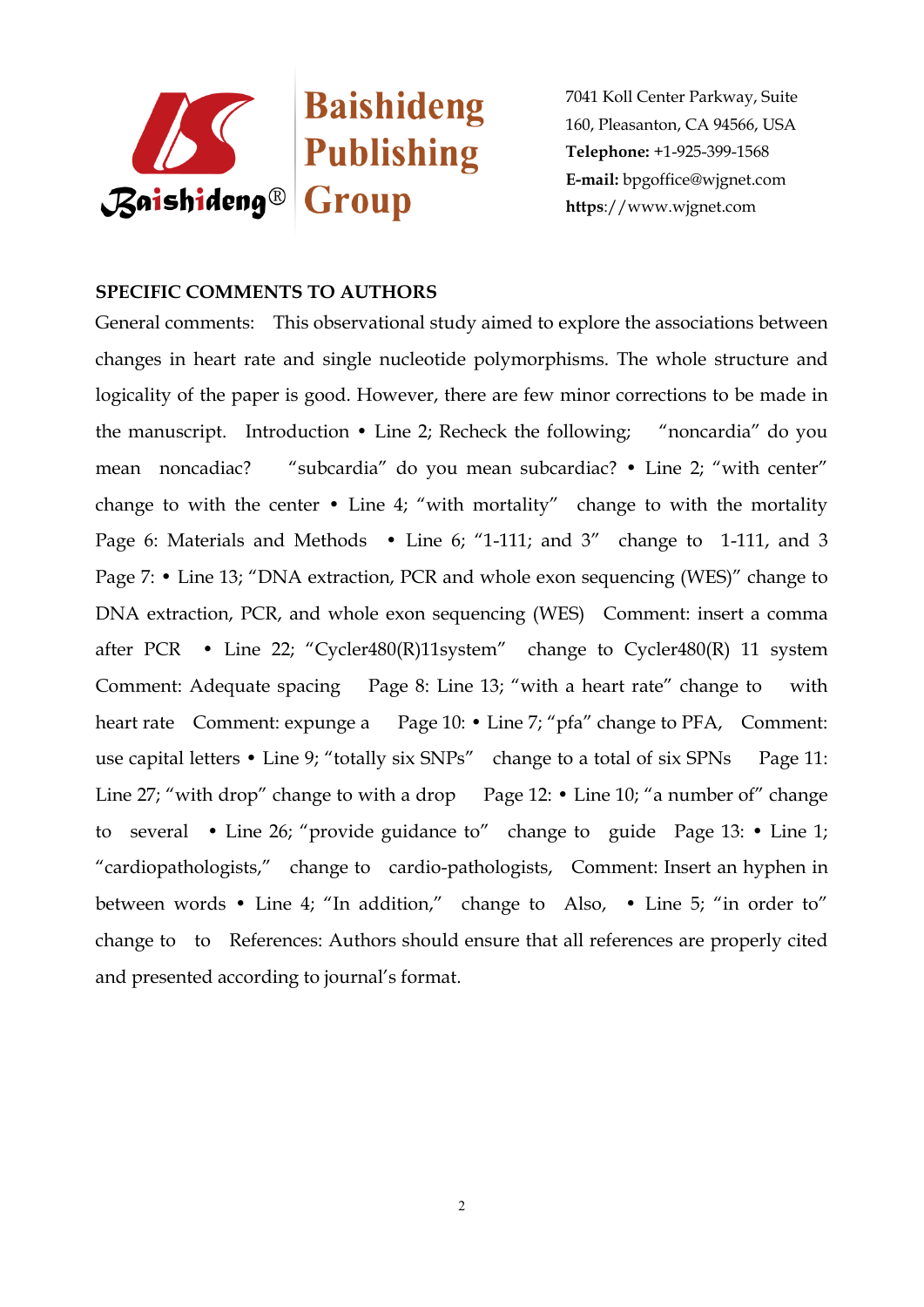Baishideng® Baishideng Publishing Group

7041 Koll Center Parkway, Suite 160, Pleasanton, CA 94566, USA
**Telephone:** +1-925-399-1568
**E-mail:** bpgoffice@wjgnet.com
**https**://www.wjgnet.com

**SPECIFIC COMMENTS TO AUTHORS**

General comments: This observational study aimed to explore the associations between changes in heart rate and single nucleotide polymorphisms. The whole structure and logicality of the paper is good. However, there are few minor corrections to be made in the manuscript. Introduction • Line 2; Recheck the following; "noncardia" do you mean noncadiac? "subcardia" do you mean subcardiac? • Line 2; "with center" change to with the center • Line 4; "with mortality" change to with the mortality Page 6: Materials and Methods • Line 6; "1-111; and 3" change to 1-111, and 3 Page 7: • Line 13; "DNA extraction, PCR and whole exon sequencing (WES)" change to DNA extraction, PCR, and whole exon sequencing (WES) Comment: insert a comma after PCR • Line 22; "Cycler480(R)11system" change to Cycler480(R) 11 system Comment: Adequate spacing Page 8: Line 13; "with a heart rate" change to with heart rate Comment: expunge a Page 10: • Line 7; "pfa" change to PFA, Comment: use capital letters • Line 9; "totally six SNPs" change to a total of six SPNs Page 11: Line 27; "with drop" change to with a drop Page 12: • Line 10; "a number of" change to several • Line 26; "provide guidance to" change to guide Page 13: • Line 1; "cardiopathologists," change to cardio-pathologists, Comment: Insert an hyphen in between words • Line 4; "In addition," change to Also, • Line 5; "in order to" change to to References: Authors should ensure that all references are properly cited and presented according to journal's format.